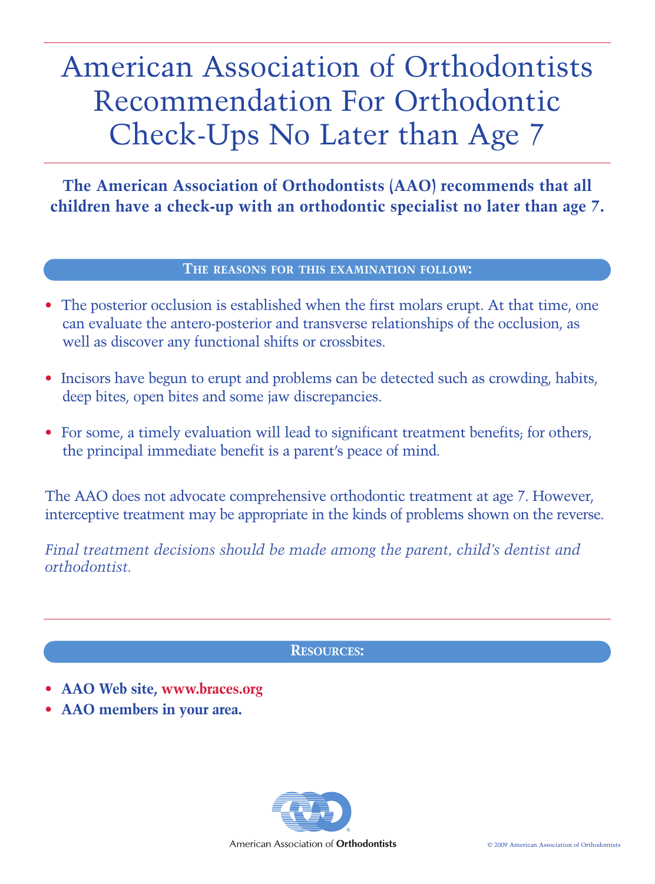# American Association of Orthodontists Recommendation For Orthodontic Check-Ups No Later than Age 7

**The American Association of Orthodontists (AAO) recommends that all children have a check-up with an orthodontic specialist no later than age 7.**

## The reasons for this examination follow:

- The posterior occlusion is established when the first molars erupt. At that time, one can evaluate the antero-posterior and transverse relationships of the occlusion, as well as discover any functional shifts or crossbites.
- Incisors have begun to erupt and problems can be detected such as crowding, habits, deep bites, open bites and some jaw discrepancies.
- For some, a timely evaluation will lead to significant treatment benefits; for others, the principal immediate benefit is a parent's peace of mind.

The AAO does not advocate comprehensive orthodontic treatment at age 7. However, interceptive treatment may be appropriate in the kinds of problems shown on the reverse.

*Final treatment decisions should be made among the parent, child's dentist and orthodontist.*

## Resources:

- **AAO Web site, www.braces.org**
- **AAO members in your area.**

American Association of Orthodontists

© 2009 American Association of Orthodontists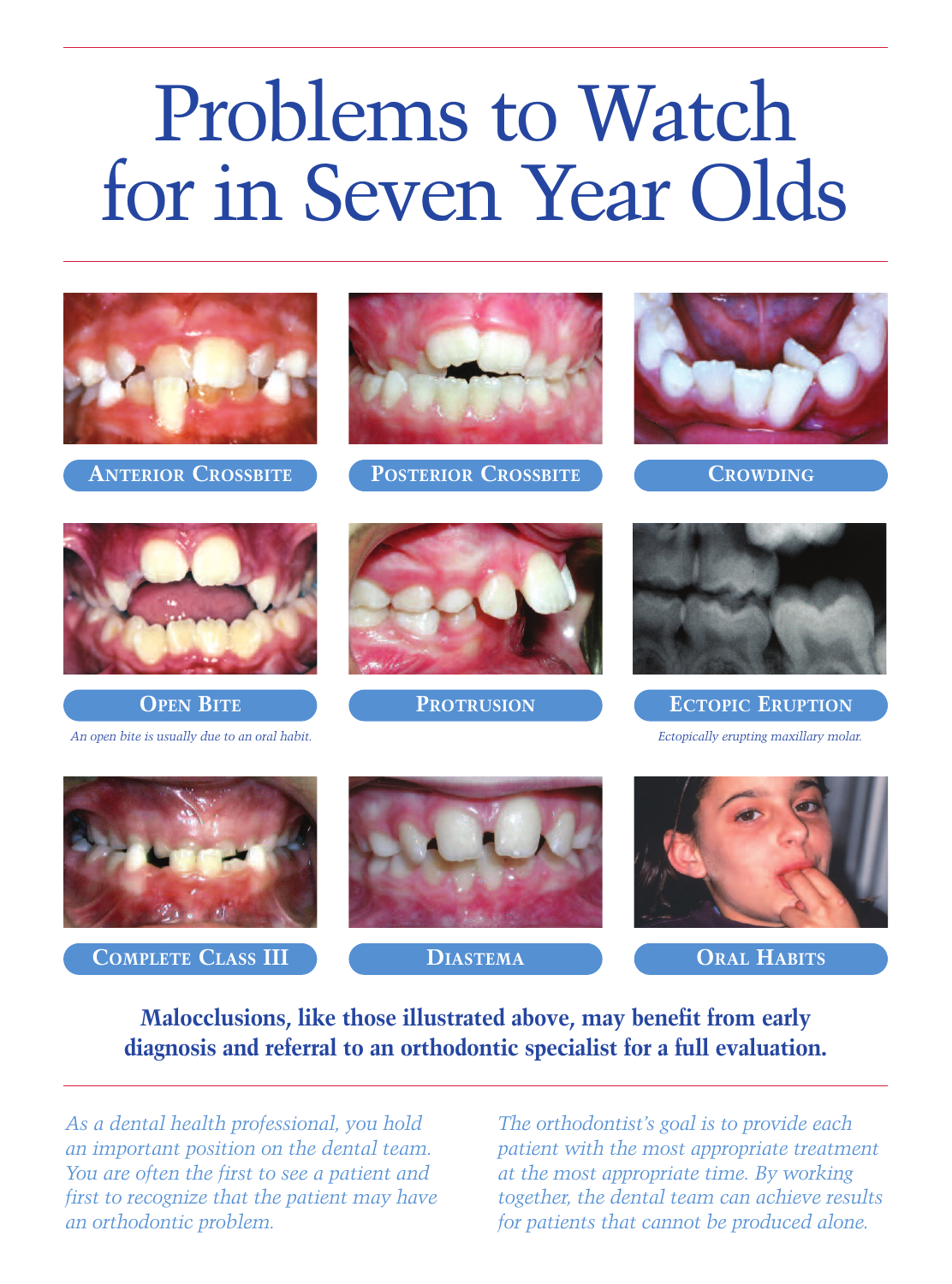# Problems to Watch for in Seven Year Olds

**Anterior Crossbite**

**Posterior Crossbite**

**Crowding**

**Open Bite**

*An open bite is usually due to an oral habit.*

**Protrusion**

**Ectopic Eruption**

*Ectopically erupting maxillary molar.*

**Complete Class III**

**Diastema**

**Oral Habits**

**Malocclusions, like those illustrated above, may benefit from early diagnosis and referral to an orthodontic specialist for a full evaluation.**

*As a dental health professional, you hold an important position on the dental team. You are often the first to see a patient and first to recognize that the patient may have an orthodontic problem.*

*The orthodontist's goal is to provide each patient with the most appropriate treatment at the most appropriate time. By working together, the dental team can achieve results for patients that cannot be produced alone.*